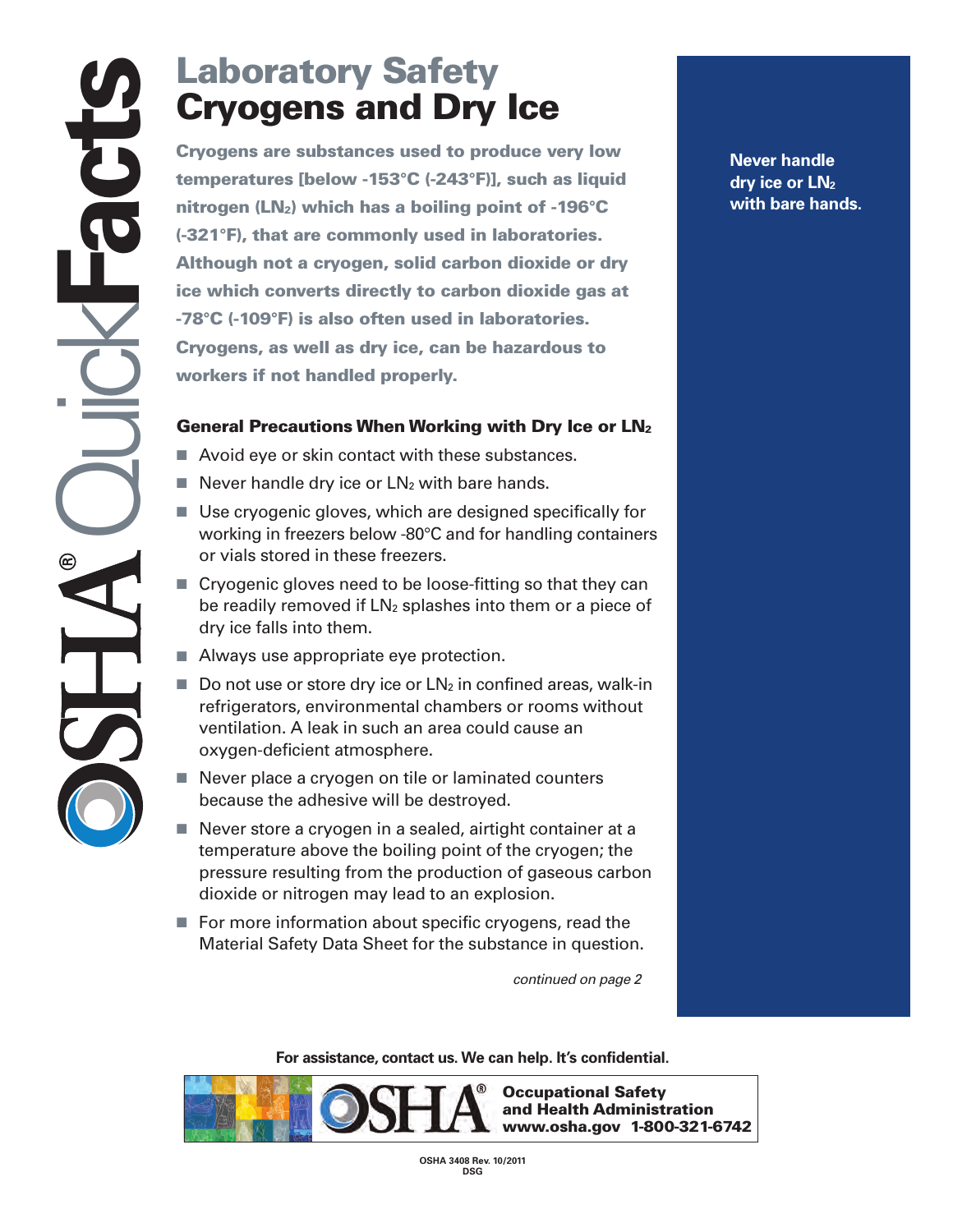# Laboratory Safety
# Cryogens and Dry Ice

**Cryogens are substances used to produce very low temperatures [below -153°C (-243°F)], such as liquid nitrogen ($LN_2$) which has a boiling point of -196°C (-321°F), that are commonly used in laboratories. Although not a cryogen, solid carbon dioxide or dry ice which converts directly to carbon dioxide gas at -78°C (-109°F) is also often used in laboratories. Cryogens, as well as dry ice, can be hazardous to workers if not handled properly.**

### General Precautions When Working with Dry Ice or $LN_2$

- Avoid eye or skin contact with these substances.
- Never handle dry ice or $LN_2$ with bare hands.
- Use cryogenic gloves, which are designed specifically for working in freezers below -80°C and for handling containers or vials stored in these freezers.
- Cryogenic gloves need to be loose-fitting so that they can be readily removed if $LN_2$ splashes into them or a piece of dry ice falls into them.
- Always use appropriate eye protection.
- Do not use or store dry ice or $LN_2$ in confined areas, walk-in refrigerators, environmental chambers or rooms without ventilation. A leak in such an area could cause an oxygen-deficient atmosphere.
- Never place a cryogen on tile or laminated counters because the adhesive will be destroyed.
- Never store a cryogen in a sealed, airtight container at a temperature above the boiling point of the cryogen; the pressure resulting from the production of gaseous carbon dioxide or nitrogen may lead to an explosion.
- For more information about specific cryogens, read the Material Safety Data Sheet for the substance in question.

*continued on page 2*

**Never handle dry ice or $LN_2$ with bare hands.**

**For assistance, contact us. We can help. It's confidential.**

**Occupational Safety and Health Administration**
**www.osha.gov 1-800-321-6742**

OSHA 3408 Rev. 10/2011
DSG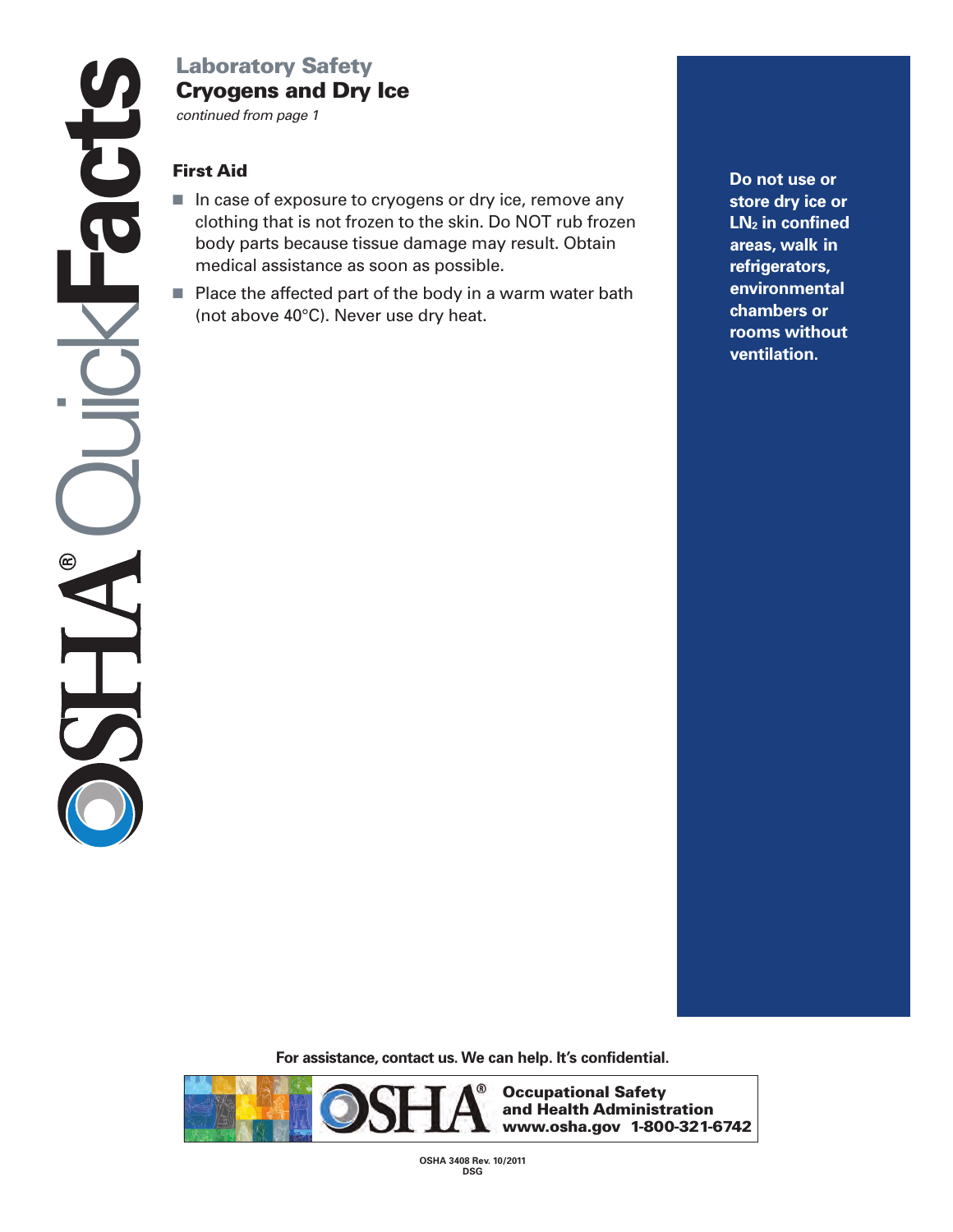## Laboratory Safety

# Cryogens and Dry Ice

*continued from page 1*

### First Aid

- In case of exposure to cryogens or dry ice, remove any clothing that is not frozen to the skin. Do NOT rub frozen body parts because tissue damage may result. Obtain medical assistance as soon as possible.
- Place the affected part of the body in a warm water bath (not above 40°C). Never use dry heat.

**Do not use or store dry ice or $LN_2$ in confined areas, walk in refrigerators, environmental chambers or rooms without ventilation.**

**For assistance, contact us. We can help. It's confidential.**

**Occupational Safety and Health Administration**
**www.osha.gov 1-800-321-6742**

OSHA 3408 Rev. 10/2011
DSG